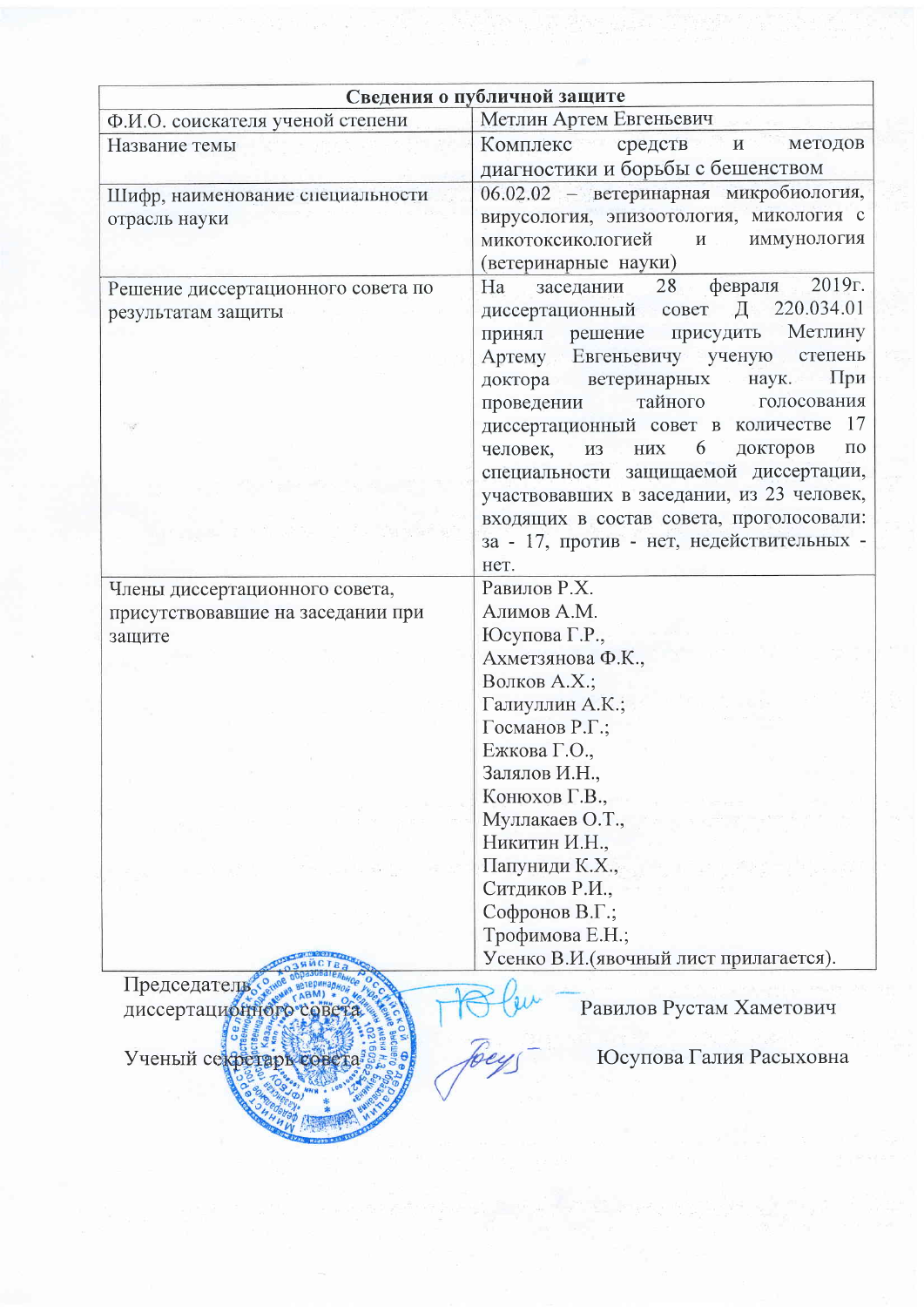| Сведения о публичной защите | |
|---|---|
| Ф.И.О. соискателя ученой степени | Метлин Артем Евгеньевич |
| Название темы | Комплекс средств и методов диагностики и борьбы с бешенством |
| Шифр, наименование специальности отрасль науки | 06.02.02 – ветеринарная микробиология, вирусология, эпизоотология, микология с микотоксикологией и иммунология (ветеринарные науки) |
| Решение диссертационного совета по результатам защиты | На заседании 28 февраля 2019г. диссертационный совет Д 220.034.01 принял решение присудить Метлину Артему Евгеньевичу ученую степень доктора ветеринарных наук. При проведении тайного голосования диссертационный совет в количестве 17 человек, из них 6 докторов по специальности защищаемой диссертации, участвовавших в заседании, из 23 человек, входящих в состав совета, проголосовали: за - 17, против - нет, недействительных - нет. |
| Члены диссертационного совета, присутствовавшие на заседании при защите | Равилов Р.Х.<br>Алимов А.М.<br>Юсупова Г.Р.,<br>Ахметзянова Ф.К.,<br>Волков А.Х.;<br>Галиуллин А.К.;<br>Госманов Р.Г.;<br>Ежкова Г.О.,<br>Залялов И.Н.,<br>Конюхов Г.В.,<br>Муллакаев О.Т.,<br>Никитин И.Н.,<br>Папуниди К.Х.,<br>Ситдиков Р.И.,<br>Софронов В.Г.;<br>Трофимова Е.Н.;<br>Усенко В.И.(явочный лист прилагается). |

Председатель диссертационного совета — Равилов Рустам Хаметович

Ученый секретарь совета — Юсупова Галия Расыховна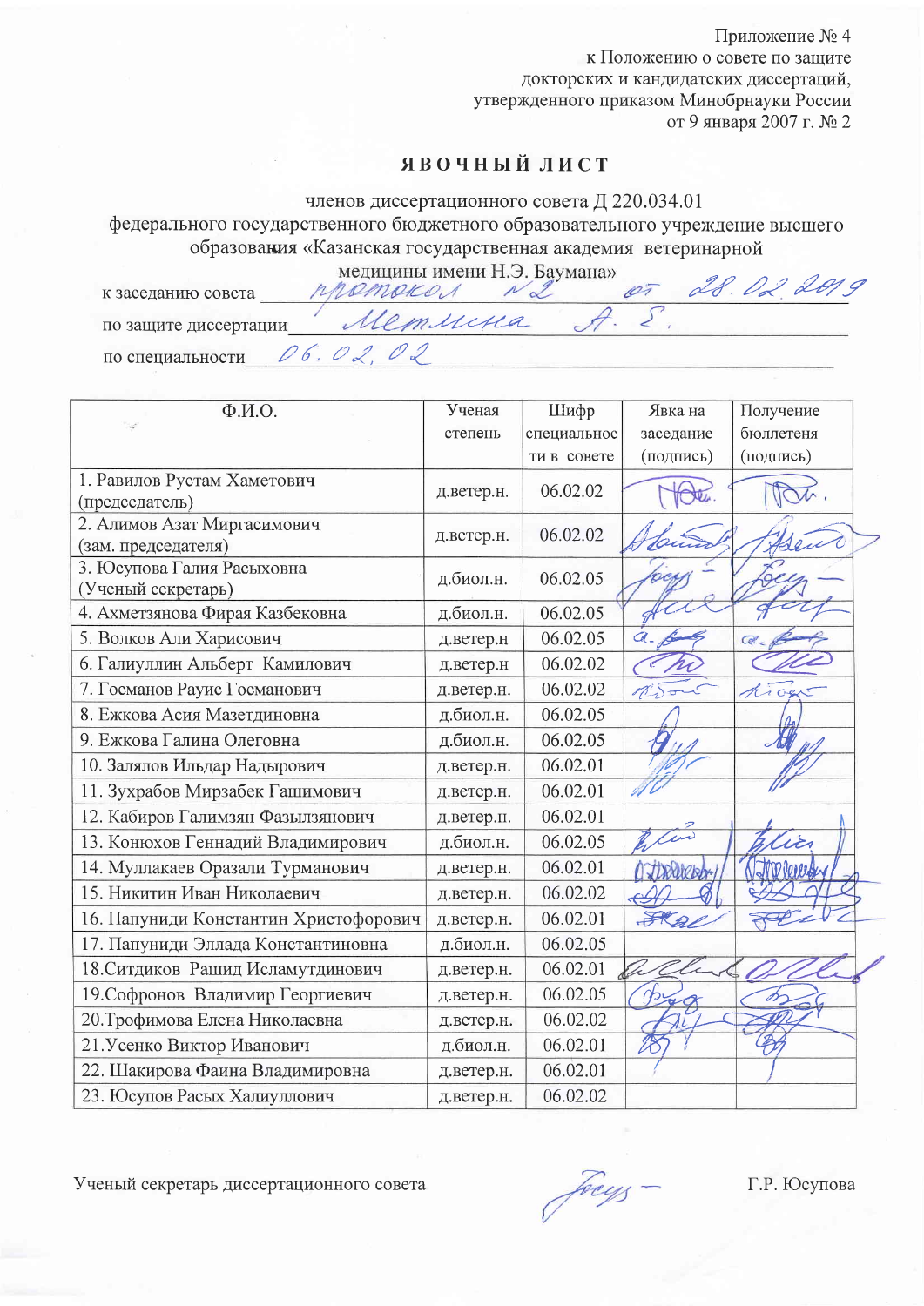Приложение № 4
к Положению о совете по защите
докторских и кандидатских диссертаций,
утвержденного приказом Минобрнауки России
от 9 января 2007 г. № 2

# ЯВОЧНЫЙ ЛИСТ

членов диссертационного совета Д 220.034.01
федерального государственного бюджетного образовательного учреждение высшего образования «Казанская государственная академия ветеринарной медицины имени Н.Э. Баумана»

к заседанию совета протокол № 2 от 28.02.2019

по защите диссертации Метлина А. Е.

по специальности 06.02.02

| Ф.И.О. | Ученая степень | Шифр специальности в совете | Явка на заседание (подпись) | Получение бюллетеня (подпись) |
|---|---|---|---|---|
| 1. Равилов Рустам Хаметович (председатель) | д.ветер.н. | 06.02.02 | подпись | подпись |
| 2. Алимов Азат Миргасимович (зам. председателя) | д.ветер.н. | 06.02.02 | подпись | подпись |
| 3. Юсупова Галия Расыховна (Ученый секретарь) | д.биол.н. | 06.02.05 | подпись | подпись |
| 4. Ахметзянова Фирая Казбековна | д.биол.н. | 06.02.05 | подпись | подпись |
| 5. Волков Али Харисович | д.ветер.н | 06.02.05 | подпись | подпись |
| 6. Галиуллин Альберт Камилович | д.ветер.н | 06.02.02 | подпись | подпись |
| 7. Госманов Рауис Госманович | д.ветер.н. | 06.02.02 | подпись | подпись |
| 8. Ежкова Асия Мазетдиновна | д.биол.н. | 06.02.05 | подпись | подпись |
| 9. Ежкова Галина Олеговна | д.биол.н. | 06.02.05 | подпись | подпись |
| 10. Залялов Ильдар Надырович | д.ветер.н. | 06.02.01 | подпись | подпись |
| 11. Зухрабов Мирзабек Гашимович | д.ветер.н. | 06.02.01 | подпись | |
| 12. Кабиров Галимзян Фазылзянович | д.ветер.н. | 06.02.01 | | подпись |
| 13. Конюхов Геннадий Владимирович | д.биол.н. | 06.02.05 | подпись | подпись |
| 14. Муллакаев Оразали Турманович | д.ветер.н. | 06.02.01 | подпись | подпись |
| 15. Никитин Иван Николаевич | д.ветер.н. | 06.02.02 | подпись | подпись |
| 16. Папуниди Константин Христофорович | д.ветер.н. | 06.02.01 | подпись | подпись |
| 17. Папуниди Эллада Константиновна | д.биол.н. | 06.02.05 | | |
| 18.Ситдиков Рашид Исламутдинович | д.ветер.н. | 06.02.01 | подпись | подпись |
| 19.Софронов Владимир Георгиевич | д.ветер.н. | 06.02.05 | подпись | подпись |
| 20.Трофимова Елена Николаевна | д.ветер.н. | 06.02.02 | подпись | подпись |
| 21.Усенко Виктор Иванович | д.биол.н. | 06.02.01 | подпись | подпись |
| 22. Шакирова Фаина Владимировна | д.ветер.н. | 06.02.01 | | подпись |
| 23. Юсупов Расых Халиуллович | д.ветер.н. | 06.02.02 | | |

Ученый секретарь диссертационного совета (подпись) Г.Р. Юсупова